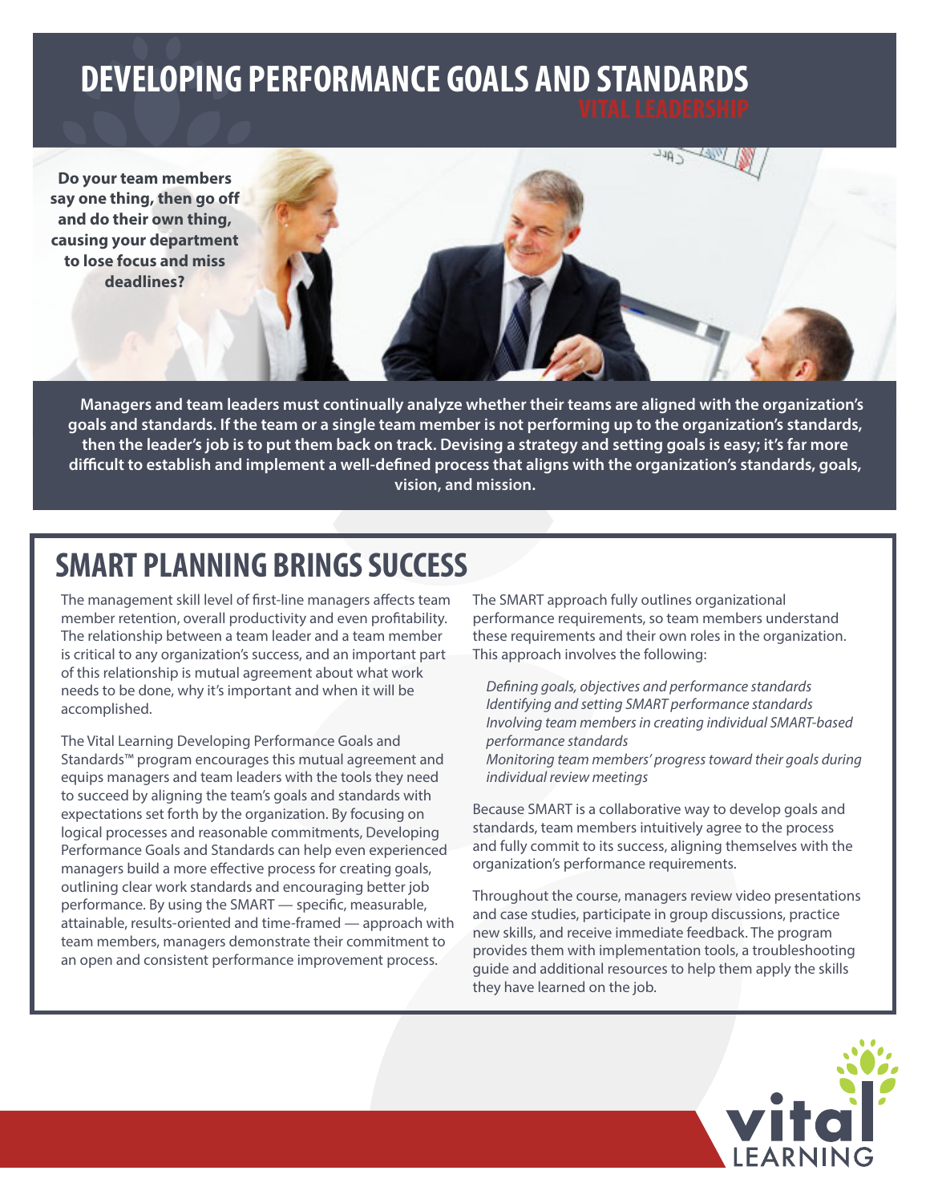# DEVELOPING PERFORMANCE GOALS AND STANDARDS

VITAL LEADERSHIP

**Do your team members say one thing, then go off and do their own thing, causing your department to lose focus and miss deadlines?**

**Managers and team leaders must continually analyze whether their teams are aligned with the organization's goals and standards. If the team or a single team member is not performing up to the organization's standards, then the leader's job is to put them back on track. Devising a strategy and setting goals is easy; it's far more difficult to establish and implement a well-defined process that aligns with the organization's standards, goals, vision, and mission.**

## SMART PLANNING BRINGS SUCCESS

The management skill level of first-line managers affects team member retention, overall productivity and even profitability. The relationship between a team leader and a team member is critical to any organization's success, and an important part of this relationship is mutual agreement about what work needs to be done, why it's important and when it will be accomplished.

The Vital Learning Developing Performance Goals and Standards™ program encourages this mutual agreement and equips managers and team leaders with the tools they need to succeed by aligning the team's goals and standards with expectations set forth by the organization. By focusing on logical processes and reasonable commitments, Developing Performance Goals and Standards can help even experienced managers build a more effective process for creating goals, outlining clear work standards and encouraging better job performance. By using the SMART — specific, measurable, attainable, results-oriented and time-framed — approach with team members, managers demonstrate their commitment to an open and consistent performance improvement process.

The SMART approach fully outlines organizational performance requirements, so team members understand these requirements and their own roles in the organization. This approach involves the following:

*Defining goals, objectives and performance standards*
*Identifying and setting SMART performance standards*
*Involving team members in creating individual SMART-based performance standards*
*Monitoring team members' progress toward their goals during individual review meetings*

Because SMART is a collaborative way to develop goals and standards, team members intuitively agree to the process and fully commit to its success, aligning themselves with the organization's performance requirements.

Throughout the course, managers review video presentations and case studies, participate in group discussions, practice new skills, and receive immediate feedback. The program provides them with implementation tools, a troubleshooting guide and additional resources to help them apply the skills they have learned on the job.

vital LEARNING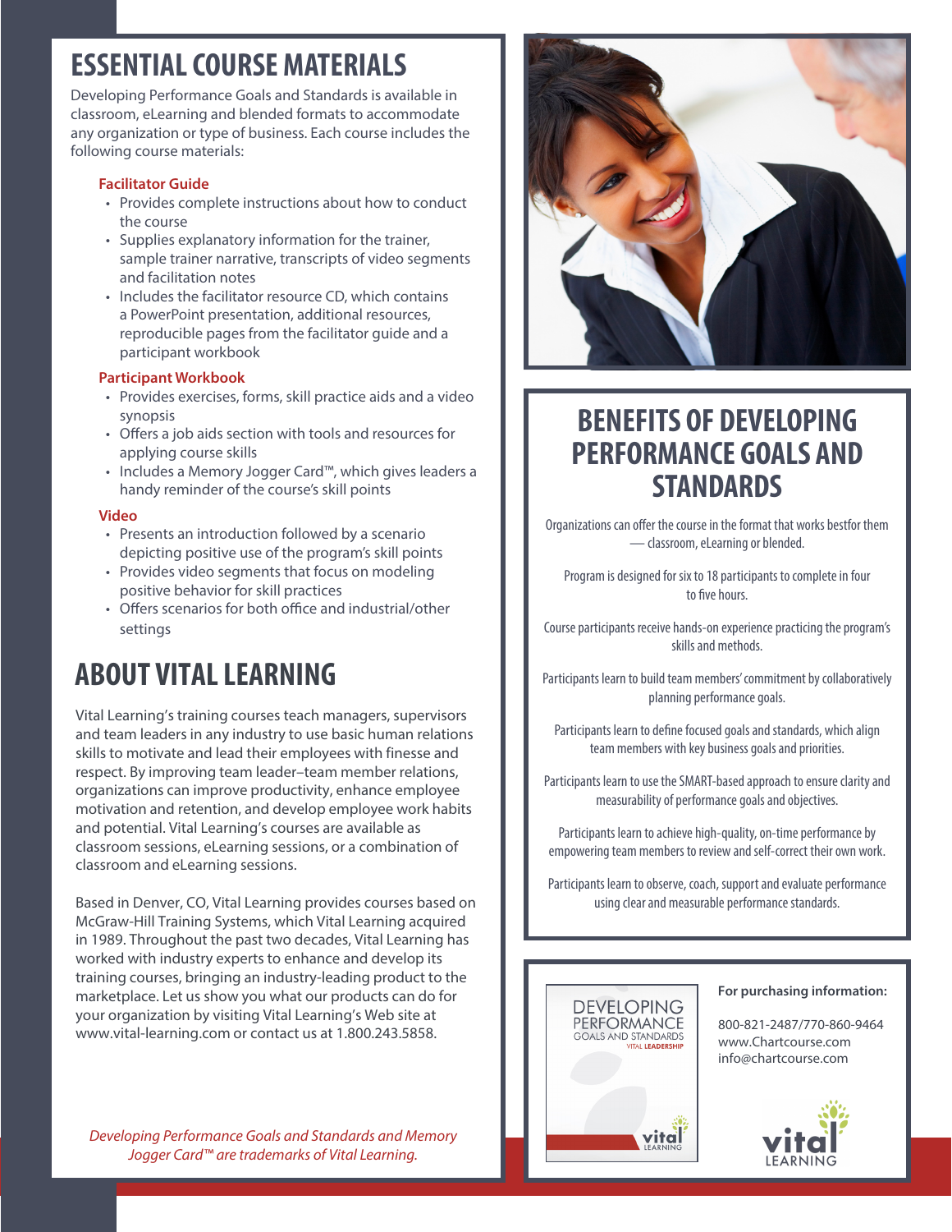# ESSENTIAL COURSE MATERIALS

Developing Performance Goals and Standards is available in classroom, eLearning and blended formats to accommodate any organization or type of business. Each course includes the following course materials:

### Facilitator Guide

- Provides complete instructions about how to conduct the course
- Supplies explanatory information for the trainer, sample trainer narrative, transcripts of video segments and facilitation notes
- Includes the facilitator resource CD, which contains a PowerPoint presentation, additional resources, reproducible pages from the facilitator guide and a participant workbook

### Participant Workbook

- Provides exercises, forms, skill practice aids and a video synopsis
- Offers a job aids section with tools and resources for applying course skills
- Includes a Memory Jogger Card™, which gives leaders a handy reminder of the course's skill points

### Video

- Presents an introduction followed by a scenario depicting positive use of the program's skill points
- Provides video segments that focus on modeling positive behavior for skill practices
- Offers scenarios for both office and industrial/other settings

# ABOUT VITAL LEARNING

Vital Learning's training courses teach managers, supervisors and team leaders in any industry to use basic human relations skills to motivate and lead their employees with finesse and respect. By improving team leader–team member relations, organizations can improve productivity, enhance employee motivation and retention, and develop employee work habits and potential. Vital Learning's courses are available as classroom sessions, eLearning sessions, or a combination of classroom and eLearning sessions.

Based in Denver, CO, Vital Learning provides courses based on McGraw-Hill Training Systems, which Vital Learning acquired in 1989. Throughout the past two decades, Vital Learning has worked with industry experts to enhance and develop its training courses, bringing an industry-leading product to the marketplace. Let us show you what our products can do for your organization by visiting Vital Learning's Web site at www.vital-learning.com or contact us at 1.800.243.5858.

*Developing Performance Goals and Standards and Memory Jogger Card™ are trademarks of Vital Learning.*

# BENEFITS OF DEVELOPING PERFORMANCE GOALS AND STANDARDS

Organizations can offer the course in the format that works bestfor them — classroom, eLearning or blended.

Program is designed for six to 18 participants to complete in four to five hours.

Course participants receive hands-on experience practicing the program's skills and methods.

Participants learn to build team members' commitment by collaboratively planning performance goals.

Participants learn to define focused goals and standards, which align team members with key business goals and priorities.

Participants learn to use the SMART-based approach to ensure clarity and measurability of performance goals and objectives.

Participants learn to achieve high-quality, on-time performance by empowering team members to review and self-correct their own work.

Participants learn to observe, coach, support and evaluate performance using clear and measurable performance standards.

DEVELOPING PERFORMANCE GOALS AND STANDARDS
VITAL LEADERSHIP
vital LEARNING

**For purchasing information:**

800-821-2487/770-860-9464
www.Chartcourse.com
info@chartcourse.com

vital LEARNING